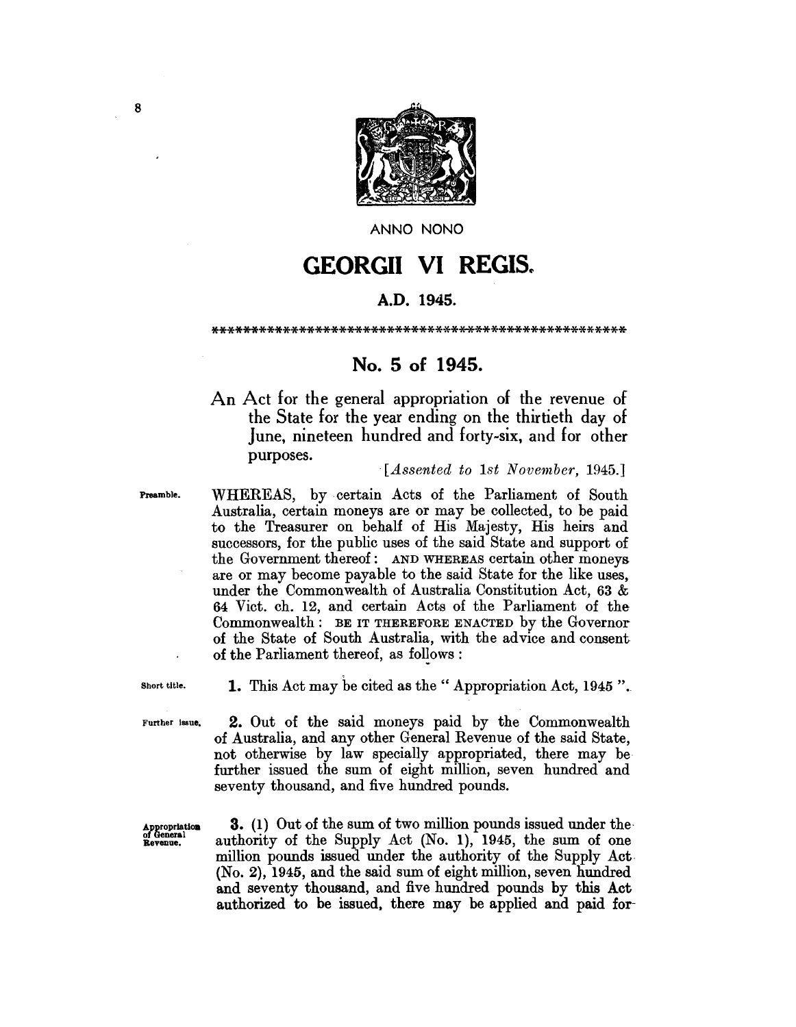ANNO NONO

# GEORGII VI REGIS.

**A.D. 1945.**

\*\*\*\*\*\*\*\*\*\*\*\*\*\*\*\*\*\*\*\*\*\*\*\*\*\*\*\*\*\*\*\*\*\*\*\*\*\*\*\*\*\*\*\*\*\*\*\*\*\*\*\*\*\*

## No. 5 of 1945.

An Act for the general appropriation of the revenue of the State for the year ending on the thirtieth day of June, nineteen hundred and forty-six, and for other purposes.

*[Assented to 1st November, 1945.]*

Preamble.

WHEREAS, by certain Acts of the Parliament of South Australia, certain moneys are or may be collected, to be paid to the Treasurer on behalf of His Majesty, His heirs and successors, for the public uses of the said State and support of the Government thereof: AND WHEREAS certain other moneys are or may become payable to the said State for the like uses, under the Commonwealth of Australia Constitution Act, 63 & 64 Vict. ch. 12, and certain Acts of the Parliament of the Commonwealth: BE IT THEREFORE ENACTED by the Governor of the State of South Australia, with the advice and consent of the Parliament thereof, as follows:

Short title.

**1.** This Act may be cited as the "Appropriation Act, 1945".

Further issue.

**2.** Out of the said moneys paid by the Commonwealth of Australia, and any other General Revenue of the said State, not otherwise by law specially appropriated, there may be further issued the sum of eight million, seven hundred and seventy thousand, and five hundred pounds.

Appropriation of General Revenue.

**3.** (1) Out of the sum of two million pounds issued under the authority of the Supply Act (No. 1), 1945, the sum of one million pounds issued under the authority of the Supply Act (No. 2), 1945, and the said sum of eight million, seven hundred and seventy thousand, and five hundred pounds by this Act authorized to be issued, there may be applied and paid for-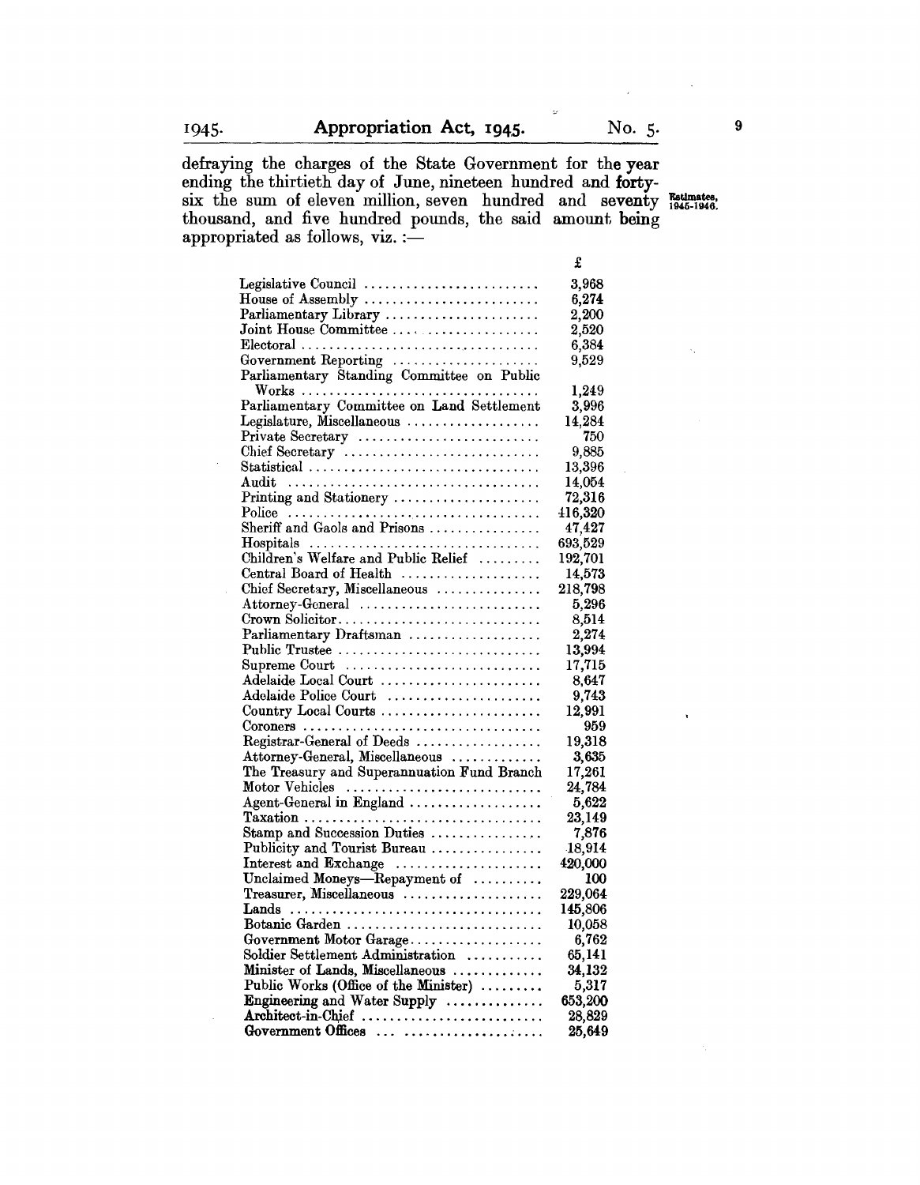defraying the charges of the State Government for the year ending the thirtieth day of June, nineteen hundred and forty-six the sum of eleven million, seven hundred and seventy thousand, and five hundred pounds, the said amount being appropriated as follows, viz. :—

Estimates, 1945-1946.

| | £ |
|---|---|
| Legislative Council | 3,968 |
| House of Assembly | 6,274 |
| Parliamentary Library | 2,200 |
| Joint House Committee | 2,520 |
| Electoral | 6,384 |
| Government Reporting | 9,529 |
| Parliamentary Standing Committee on Public Works | 1,249 |
| Parliamentary Committee on Land Settlement | 3,996 |
| Legislature, Miscellaneous | 14,284 |
| Private Secretary | 750 |
| Chief Secretary | 9,885 |
| Statistical | 13,396 |
| Audit | 14,054 |
| Printing and Stationery | 72,316 |
| Police | 416,320 |
| Sheriff and Gaols and Prisons | 47,427 |
| Hospitals | 693,529 |
| Children's Welfare and Public Relief | 192,701 |
| Central Board of Health | 14,573 |
| Chief Secretary, Miscellaneous | 218,798 |
| Attorney-General | 5,296 |
| Crown Solicitor | 8,514 |
| Parliamentary Draftsman | 2,274 |
| Public Trustee | 13,994 |
| Supreme Court | 17,715 |
| Adelaide Local Court | 8,647 |
| Adelaide Police Court | 9,743 |
| Country Local Courts | 12,991 |
| Coroners | 959 |
| Registrar-General of Deeds | 19,318 |
| Attorney-General, Miscellaneous | 3,635 |
| The Treasury and Superannuation Fund Branch | 17,261 |
| Motor Vehicles | 24,784 |
| Agent-General in England | 5,622 |
| Taxation | 23,149 |
| Stamp and Succession Duties | 7,876 |
| Publicity and Tourist Bureau | 18,914 |
| Interest and Exchange | 420,000 |
| Unclaimed Moneys—Repayment of | 100 |
| Treasurer, Miscellaneous | 229,064 |
| Lands | 145,806 |
| Botanic Garden | 10,058 |
| Government Motor Garage | 6,762 |
| Soldier Settlement Administration | 65,141 |
| Minister of Lands, Miscellaneous | 34,132 |
| Public Works (Office of the Minister) | 5,317 |
| Engineering and Water Supply | 653,200 |
| Architect-in-Chief | 28,829 |
| Government Offices | 25,649 |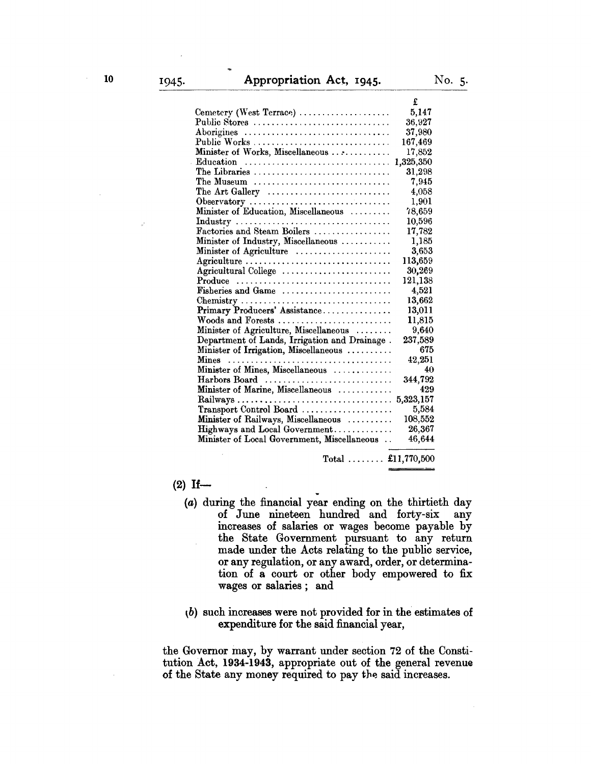| | £ |
|---|---|
| Cemetery (West Terrace) | 5,147 |
| Public Stores | 36,927 |
| Aborigines | 37,980 |
| Public Works | 167,469 |
| Minister of Works, Miscellaneous | 17,852 |
| Education | 1,325,350 |
| The Libraries | 31,298 |
| The Museum | 7,945 |
| The Art Gallery | 4,058 |
| Observatory | 1,901 |
| Minister of Education, Miscellaneous | 78,659 |
| Industry | 10,596 |
| Factories and Steam Boilers | 17,782 |
| Minister of Industry, Miscellaneous | 1,185 |
| Minister of Agriculture | 3,653 |
| Agriculture | 113,659 |
| Agricultural College | 30,269 |
| Produce | 121,138 |
| Fisheries and Game | 4,521 |
| Chemistry | 13,662 |
| Primary Producers' Assistance | 13,011 |
| Woods and Forests | 11,815 |
| Minister of Agriculture, Miscellaneous | 9,640 |
| Department of Lands, Irrigation and Drainage | 237,589 |
| Minister of Irrigation, Miscellaneous | 675 |
| Mines | 42,251 |
| Minister of Mines, Miscellaneous | 40 |
| Harbors Board | 344,792 |
| Minister of Marine, Miscellaneous | 429 |
| Railways | 5,323,157 |
| Transport Control Board | 5,584 |
| Minister of Railways, Miscellaneous | 108,552 |
| Highways and Local Government | 26,367 |
| Minister of Local Government, Miscellaneous | 46,644 |
| Total | £11,770,500 |

(2) If—

(a) during the financial year ending on the thirtieth day of June nineteen hundred and forty-six any increases of salaries or wages become payable by the State Government pursuant to any return made under the Acts relating to the public service, or any regulation, or any award, order, or determination of a court or other body empowered to fix wages or salaries; and

(b) such increases were not provided for in the estimates of expenditure for the said financial year,

the Governor may, by warrant under section 72 of the Constitution Act, 1934-1943, appropriate out of the general revenue of the State any money required to pay the said increases.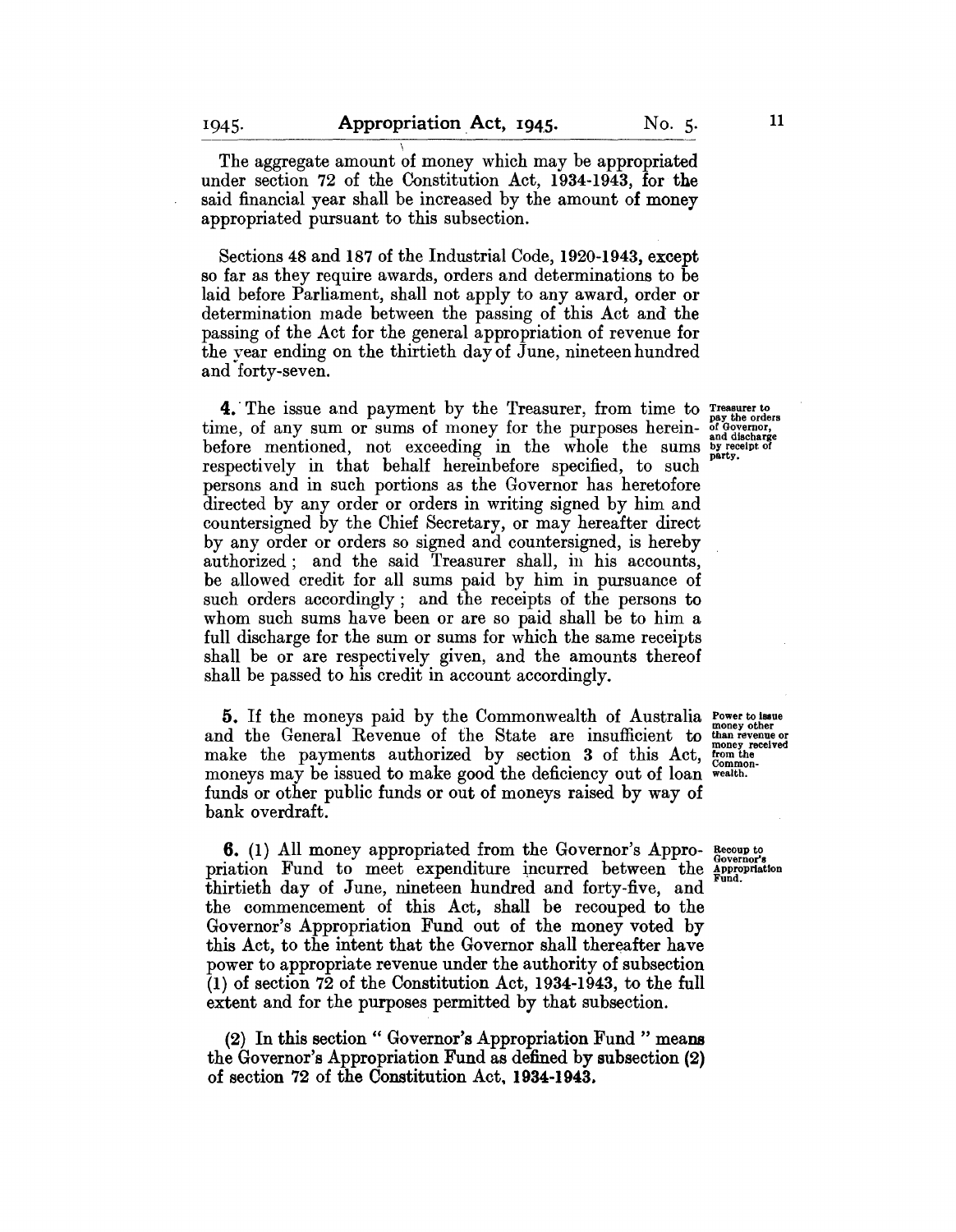The aggregate amount of money which may be appropriated under section 72 of the Constitution Act, 1934-1943, for the said financial year shall be increased by the amount of money appropriated pursuant to this subsection.

Sections 48 and 187 of the Industrial Code, 1920-1943, except so far as they require awards, orders and determinations to be laid before Parliament, shall not apply to any award, order or determination made between the passing of this Act and the passing of the Act for the general appropriation of revenue for the year ending on the thirtieth day of June, nineteen hundred and forty-seven.

*Treasurer to pay the orders of Governor, and discharge by receipt of party.*

**4.** The issue and payment by the Treasurer, from time to time, of any sum or sums of money for the purposes hereinbefore mentioned, not exceeding in the whole the sums respectively in that behalf hereinbefore specified, to such persons and in such portions as the Governor has heretofore directed by any order or orders in writing signed by him and countersigned by the Chief Secretary, or may hereafter direct by any order or orders so signed and countersigned, is hereby authorized; and the said Treasurer shall, in his accounts, be allowed credit for all sums paid by him in pursuance of such orders accordingly; and the receipts of the persons to whom such sums have been or are so paid shall be to him a full discharge for the sum or sums for which the same receipts shall be or are respectively given, and the amounts thereof shall be passed to his credit in account accordingly.

*Power to issue money other than revenue or money received from the Commonwealth.*

**5.** If the moneys paid by the Commonwealth of Australia and the General Revenue of the State are insufficient to make the payments authorized by section 3 of this Act, moneys may be issued to make good the deficiency out of loan funds or other public funds or out of moneys raised by way of bank overdraft.

*Recoup to Governor's Appropriation Fund.*

**6.** (1) All money appropriated from the Governor's Appropriation Fund to meet expenditure incurred between the thirtieth day of June, nineteen hundred and forty-five, and the commencement of this Act, shall be recouped to the Governor's Appropriation Fund out of the money voted by this Act, to the intent that the Governor shall thereafter have power to appropriate revenue under the authority of subsection (1) of section 72 of the Constitution Act, 1934-1943, to the full extent and for the purposes permitted by that subsection.

(2) In this section " Governor's Appropriation Fund " means the Governor's Appropriation Fund as defined by subsection (2) of section 72 of the Constitution Act, 1934-1943.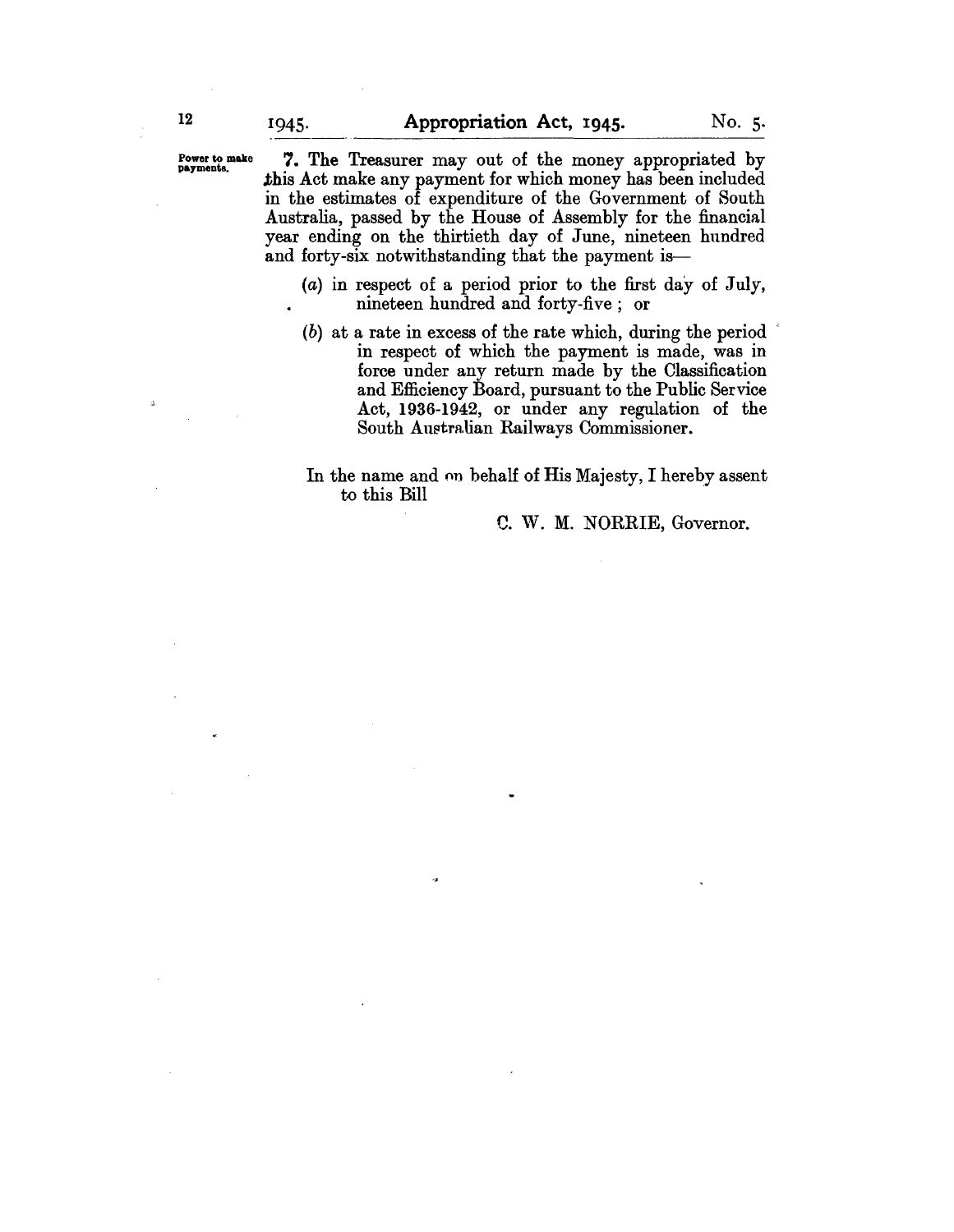**Power to make payments.**

**7.** The Treasurer may out of the money appropriated by this Act make any payment for which money has been included in the estimates of expenditure of the Government of South Australia, passed by the House of Assembly for the financial year ending on the thirtieth day of June, nineteen hundred and forty-six notwithstanding that the payment is—

(*a*) in respect of a period prior to the first day of July, nineteen hundred and forty-five; or

(*b*) at a rate in excess of the rate which, during the period in respect of which the payment is made, was in force under any return made by the Classification and Efficiency Board, pursuant to the Public Service Act, 1936-1942, or under any regulation of the South Australian Railways Commissioner.

In the name and on behalf of His Majesty, I hereby assent to this Bill

C. W. M. NORRIE, Governor.